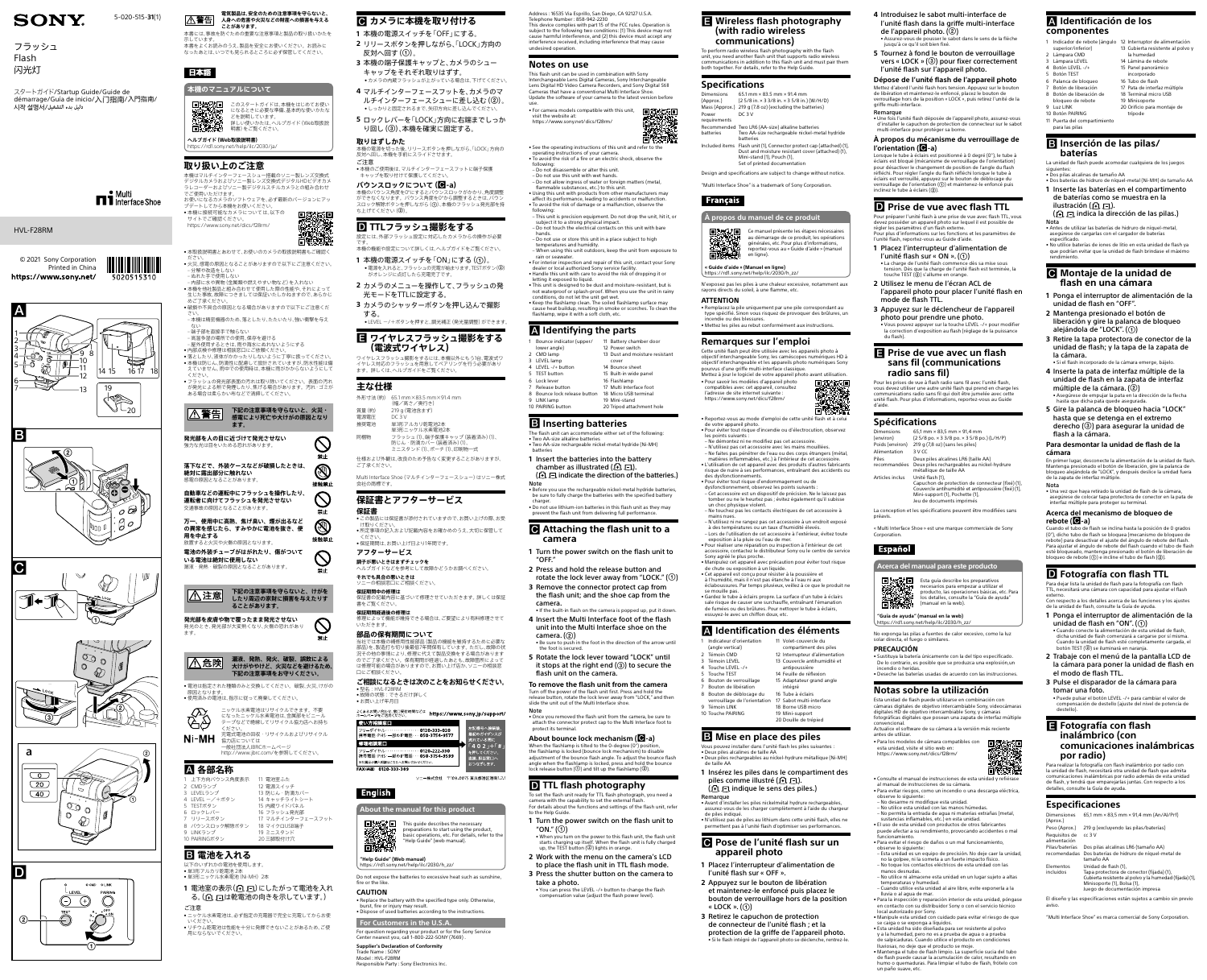SONY

5-020-515-**31**(1)

フラッシュ
Flash
閃光灯

スタートガイド/Startup Guide/Guide de démarrage/Guía de inicio/入门指南/入門指南/시작 설명서/دليل بدء التشغيل

© 2021 Sony Corporation
Printed in China

**https://www.sony.net/**

5020515310

HVL-F28RM

Multi Interface Shoe

# 日本語

## ⚠警告

電気製品は、安全のための注意事項を守らないと、人身への危害や火災などの財産への損害を与えることがあります。

本書には、事故を防ぐための重要な注意事項と製品の取り扱いかたを示しています。
本書をよくお読みのうえ、製品を安全にお使いください。お読みになったあとは、いつでも見られるところに必ず保管してください。

### 本機のマニュアルについて

このスタートガイドは、本機をはじめてお使いになるときに必要な準備、基本的な使いかたなどを説明しています。
詳しい使いかたは、ヘルプガイド（Web取扱説明書）をご覧ください。

**ヘルプガイド（Web取扱説明書）**
https://rd1.sony.net/help/ilc/2030/ja/

## 取り扱い上のご注意

本機はマルチインターフェースシュー搭載のソニー製レンズ交換式デジタルカメラおよびソニー製レンズ交換式デジタルHDビデオカメラレコーダーおよびソニー製デジタルスチルカメラとの組み合わせでご使用いただけます。
お使いになるカメラのソフトウェアを、必ず最新のバージョンにアップデートしてからお使いください。
- 本機と接続可能なカメラについては、以下のサイトでご確認ください。
https://www.sony.net/dics/f28rm/
- 本取扱説明書とあわせて、お使いのカメラの取扱説明書もご確認ください。
- 火災、感電の原因となることがありますので以下にご注意ください。
  - 分解や改造をしない
  - 濡れた手で使用しない
  - 内部に水や異物（金属類や燃えやすい物など）を入れない
- 本機を他社製品と組み合わせて使用した際の性能や、それによって生じた事故、故障については保証いたしかねますので、あらかじめご了承ください。
- 破損や不具合の原因となる場合がありますので以下にご注意ください。
  - 本機は精密機器のため、落としたり、たたいたり、強い衝撃を与えない
  - 端子部を直接手で触らない
  - 高温多湿の場所での使用、保存を避ける
  - 屋外使用するときは、雨や海水に濡れないようにする
- 内部点検や修理は相談窓口にご依頼ください。
- 落としたり、液体がかかったりしないように手で取り扱ってください。
- 本機は防じん、防滴性に配慮して設計されていますが、防水性能は備えていません。雨中での使用時にご注意ください。
- フラッシュの発光部表面の汚れは取り除いてください。表面の汚れが発光による熱で発煙したり、焦げたりする場合があります。汚れ・ほこりがある場合は柔らかい布などで清掃してください。

## ⚠警告

**下記の注意事項を守らないと、火災・感電により死亡や大けがの原因となります。**

**発光部を人の目に近づけて発光させない**
強力な光は目をいためる恐れがあります。 — 禁止

**落下などで、外装ケースなどが破損したときは、絶対に露出部分に触れない**
感電の原因となることがあります。 — 接触禁止

**自動車などの運転中にフラッシュを操作したり、運転者に向けてフラッシュを発光させない**
交通事故の原因となることがあります。 — 禁止

**万一、使用中に高熱、焦げ臭い、煙が出るなどの異常を感じたら、すぐからに電池を抜き、使用を中止する**
放置すると火災や火傷の原因となります。 — 接触禁止

**電池の外装チューブがはがれたり、傷がついている電池は絶対に使用しない**
漏液・発熱・破裂の原因となることがあります。 — 禁止

## ⚠注意

**下記の注意事項を守らないと、けがをしたり周辺の家財に損害を与えたりすることがあります。**

**発光部を皮膚や物で覆ったまま発光させない**
発光のとき、発光部が大変熱くなり、火傷の恐れがあります。 — 禁止

## ⚠危険

**漏液、発熱、発火、破裂、誤飲による大けがややけど、火災などを避けるため、下記の注意事項をお守りください。**

- 電池は指定された種類のみと交換してください。破裂、火災、けがの原因となります。
- 使用済みの電池は、指示に従って廃棄してください。

Ni-MH: ニッケル水素電池はリサイクルできます。不要になったニッケル水素電池は、金属部をセロハンテープなどで絶縁してリサイクル協力店へお持ちください。
充電式電池の回収・リサイクルおよびリサイクル協力店については
一般社団法人JBRCホームページ
http://www.jbrc.com/を参照してください。

## A 各部名称

| | |
|---|---|
| 1 上下方向バウンス角度表示 | 11 電池室ふた |
| 2 CMDランプ | 12 電源スイッチ |
| 3 LEVELランプ | 13 防じん・防滴カバー |
| 4 LEVEL -/+ボタン | 14 キャッチライトシート |
| 5 TESTボタン | 15 内蔵ワイドパネル |
| 6 ロックレバー | 16 フラッシュ発光部 |
| 7 リリースボタン | 17 マルチインターフェースフット |
| 8 バウンスロック解除ボタン | 18 マイクロUSB端子 |
| 9 LINKランプ | 19 ミニスタンド |
| 10 PAIRINGボタン | 20 三脚取付け穴 |

## B 電池を入れる

以下のいずれかの電池を使用します。
- 単3形アルカリ乾電池 2本
- 単3形ニッケル水素電池（Ni-MH）2本

**1 電池室の表示（⊕ ⊖）にしたがって電池を入れる。（⊕ ⊖は乾電池の向きを示しています。）**

ご注意
- ニッケル水素電池は、必ず指定の充電器で完全に充電してからお使いください。
- リチウム乾電池は性能を十分に発揮できないことがあるため、ご使用にならないでください。

## C カメラに本機を取り付ける

**1** 本機の電源スイッチを「OFF」にする。
**2** リリースボタンを押しながら、「LOCK」方向の反対へ回す（①）。
**3** 本機の端子保護キャップと、カメラのシューキャップをそれぞれ取りはずす。
- カメラの内蔵フラッシュが上がっている場合は、下げてください。

**4** マルチインターフェースフットを、カメラのマルチインターフェースシューに差し込む（②）。
- しっかりと固定されるまで、矢印方向に差し込んでください。

**5** ロックレバーを「LOCK」方向に右端までしっかり回し（③）、本機を確実に固定する。

**取りはずしかた**
本機の電源を切った後、リリースボタンを押しながら、「LOCK」方向の反対に回し、本機を手前にスライドさせます。
ご注意
- 本機のご使用後は、マルチインターフェースフットに端子保護キャップを取り付けて保管してください。

**バウンスロックについて（C-a）**
本機のバウンス角度を0°にするとバウンスロックがかかり、角度調節ができなくなります。バウンス角度を調節する場合は、バウンスロック解除ボタン（①）を押しながら、本機のフラッシュ発光部を上に傾けてください（②）。

## D TTLフラッシュ撮影をする

設定には、外部フラッシュ設定に対応したカメラからの操作が必要です。
本機の機能や設定についての詳しくは、ヘルプガイドをご覧ください。

**1** 本機の電源スイッチを「ON」にする（①）。
- 電源を入れると、フラッシュの充電が始まります。TESTボタン（②）がオレンジに点灯したら充電完了です。

**2** カメラのメニューを操作して、フラッシュの発光モードをTTLに設定する。
**3** カメラのシャッターボタンを押し込んで撮影する。
- LEVEL -/+ボタンを押すと、調光補正（発光量調整）ができます。

## E ワイヤレスフラッシュ撮影をする（電波式ワイヤレス）

ワイヤレスフラッシュ撮影をするには、本機以外にもう1台、電波式ワイヤレス対応のフラッシュを用意してペアリングを行う必要があります。詳しくは、ヘルプガイドをご覧ください。

## 主な仕様

| | |
|---|---|
| 外形寸法（約） | 65.1 mm × 83.5 mm × 91.4 mm（幅／高さ／奥行き） |
| 質量（約） | 219 g（電池含まず） |
| 電源電圧 | DC 3 V |
| 推奨電池 | 単3形アルカリ乾電池2本<br>単3形ニッケル水素電池2本 |
| 同梱物 | フラッシュ（1）、端子保護キャップ（装着済み）（1）、防じん・防滴カバー（装着済み）（1）、ミニスタンド（1）、ポーチ（1）、印刷物一式 |

仕様および外観は、改良のため予告なく変更することがありますが、ご了承ください。

Multi Interface Shoe（マルチインターフェースシュー）はソニー株式会社の商標です。

## 保証書とアフターサービス

**保証書**
- この製品には保証書が添付されていますので、お買い上げの際、お受け取りください。
- 所定事項の記入および記載内容をお確かめのうえ、大切に保管してください。
- 保証期間は、お買い上げ日より1年間です。

**アフターサービス**

**調子が悪いときはまずチェックを**
ヘルプガイドなどを参考にして故障かどうかお調べください。

**それでも具合の悪いときは**
ソニーの相談窓口にご相談ください。

**保証期間中の修理は**
保証書の記載内容に基づいて修理させていただきます。詳しくは保証書をご覧ください。

**保証期間経過後の修理は**
修理によって機能が維持できる場合は、ご要望により有料修理させていただきます。

**部品の保有期間について**
当社ではフラッシュの補修用性能部品（製品の機能を維持するために必要な部品）を、製造打ち切り後最低7年間保有しています。ただし、故障の状況その他の事情により、修理に代えて製品交換をする場合がありますのでご了承ください。保有期間が経過したあとも、故障箇所によっては修理可能の場合がありますので、ソニーの相談窓口にご相談ください。

**ご相談になるときは次のことをお知らせください。**
- 型名：HVL-F28RM
- 故障の状態：できるだけ詳しく
- お買い上げ年月日

よくあるお問い合わせ、窓口受付時間などはホームページをご活用ください。 **https://www.sony.jp/support/**

使い方相談窓口
フリーダイヤル 0120-333-020
携帯電話・PHS・一部のIP電話 050-3754-9577

修理相談窓口
フリーダイヤル 0120-222-330
携帯電話・PHS・一部のIP電話 050-3754-9599

FAX(共通) 0120-333-389

ソニー株式会社 〒108-0075 東京都港区港南1-7-1

# English

### About the manual for this product

This guide describes the necessary preparations to start using the product, basic operations, etc. For details, refer to the "Help Guide" (Web manual).

**"Help Guide" (Web manual)**
https://rd1.sony.net/help/ilc/2030/h_zz/

Do not expose the batteries to excessive heat such as sunshine, fire or the like.

**CAUTION**
- Replace the battery with the specified type only. Otherwise, burst, fire or injury may result.
- Dispose of used batteries according to the instructions.

### For Customers in the U.S.A.

For question regarding your product or for the Sony Service Center nearest you, call 1-800-222-SONY (7669).

**Supplier's Declaration of Conformity**
Trade Name : SONY
Model : HVL-F28RM
Responsible Party : Sony Electronics Inc.
Address : 16535 Via Esprillo, San Diego, CA 92127 U.S.A.
Telephone Number : 858-942-2230

This device complies with part 15 of the FCC rules. Operation is subject to the following two conditions: (1) This device may not cause harmful interference, and (2) this device must accept any interference received, including interference that may cause undesired operation.

## Notes on use

This flash unit can be used in combination with Sony Interchangeable Lens Digital Cameras, Sony Interchangeable Lens Digital HD Video Camera Recorders, and Sony Digital Still Cameras that have a conventional Multi Interface Shoe. Update the software of your camera to the latest version before use.
- For camera models compatible with this unit, visit the website at:
https://www.sony.net/dics/f28rm/
- See the operating instructions of this unit and refer to the operating instructions of your camera.
- To avoid the risk of a fire or an electric shock, observe the following:
  - Do not disassemble or alter this unit.
  - Do not use this unit with wet hands.
  - Do not allow ingress of water or foreign matters (metal, flammable substances, etc.) to this unit.
- Using this unit with products from other manufacturers may affect its performance, leading to accidents or malfunction.
- To avoid the risk of damage or a malfunction, observe the following:
  - This unit is precision equipment. Do not drop the unit, hit it, or subject it to a strong physical impact.
  - Do not touch the electrical contacts on this unit with bare hands.
  - Do not use or store this unit in a place subject to high temperatures and humidity.
  - When using this unit outdoors, keep the unit from exposure to rain or seawater.
- For interior inspection and repair of this unit, contact your Sony dealer or local authorized Sony service facility.
- Handle this unit with care to avoid the risk of dropping it or letting it exposed to liquid.
- This unit is designed to be dust and moisture-resistant, but is not waterproof or splash-proof. When you use the unit in rainy conditions, do not let the unit get wet.
- Keep the flashlamp clean. The soiled flashlamp surface may cause heat buildup, resulting in smoke or scorches. To clean the flashlamp, wipe it with a soft cloth, etc.

## A Identifying the parts

| | |
|---|---|
| 1 Bounce indicator (upper/lower angle) | 11 Battery chamber door |
| 2 CMD lamp | 12 Power switch |
| 3 LEVEL lamp | 13 Dust and moisture resistant cover |
| 4 LEVEL -/+ button | 14 Bounce sheet |
| 5 TEST button | 15 Built-in wide panel |
| 6 Lock lever | 16 Flashlamp |
| 7 Release button | 17 Multi Interface foot |
| 8 Bounce lock release button | 18 Micro USB terminal |
| 9 LINK lamp | 19 Mini-stand |
| 10 PAIRING button | 20 Tripod attachment hole |

## B Inserting batteries

The flash unit can accommodate either set of the following:
- Two AA-size alkaline batteries
- Two AA-size rechargeable nickel-metal hydride (Ni-MH) batteries

**1 Insert the batteries into the battery chamber as illustrated (⊕ ⊖). (⊕ ⊖ indicate the direction of the batteries.)**

**Note**
- Before you use the rechargeable nickel-metal hydride batteries, be sure to fully charge the batteries with the specified battery charger.
- Do not use lithium-ion batteries in this flash unit as they may prevent the flash unit from delivering full performance.

## C Attaching the flash unit to a camera

**1 Turn the power switch on the flash unit to "OFF."**
**2 Press and hold the release button and rotate the lock lever away from "LOCK." (①)**
**3 Remove the connector protect cap from the flash unit; and the shoe cap from the camera.**
- If the built-in flash on the camera is popped up, pull it down.

**4 Insert the Multi Interface foot of the flash unit into the Multi Interface shoe on the camera. (②)**
- Be sure to push in the foot in the direction of the arrow until the foot is secured.

**5 Rotate the lock lever toward "LOCK" until it stops at the right end (③) to secure the flash unit on the camera.**

**To remove the flash unit from the camera**
Turn off the power of the flash unit first. Press and hold the release button, rotate the lock lever away from "LOCK," and then slide the unit out of the Multi Interface shoe.

**Note**
- Once you removed the flash unit from the camera, be sure to attach the connector protect cap to the Multi Interface foot to protect its terminal.

**About bounce lock mechanism (C-a)**
When the flashlamp is tilted to the 0-degree (0°) position, the flashlamp is locked (bounce lock mechanism) to disable adjustment of the bounce flash angle. To adjust the bounce flash angle when the flashlamp is locked, press and hold the bounce lock release button (①) and tilt up the flashlamp (②).

## D TTL flash photography

To set the flash unit ready for TTL flash photography, you need a camera with the capability to set the external flash.
For details about the functions and settings of the flash unit, refer to the Help Guide.

**1 Turn the power switch on the flash unit to "ON." (①)**
- When you turn on the power to this flash unit, the flash unit starts charging up itself. When the flash unit is fully charged up, the TEST button (②) lights in orange.

**2 Work with the menu on the camera's LCD to place the flash unit in TTL flash mode.**
**3 Press the shutter button on the camera to take a photo.**
- You can press the LEVEL -/+ button to change the flash compensation value (adjust the flash power level).

## E Wireless flash photography (with radio wireless communications)

To perform radio wireless flash photography with the flash unit, you need another flash unit that supports radio wireless communications in addition to this flash unit and must pair them both together. For details, refer to the Help Guide.

## Specifications

| | |
|---|---|
| Dimensions (Approx.) | 65.1 mm × 83.5 mm × 91.4 mm (2 5/8 in. × 3 3/8 in. × 3 5/8 in.) (W/H/D) |
| Mass (Approx.) | 219 g (7.8 oz) (excluding the batteries) |
| Power requirements | DC 3 V |
| Recommended batteries | Two AA (AA-size) alkaline batteries<br>Two AA-size rechargeable nickel-metal hydride batteries |
| Included items | Flash unit (1), Connector protect cap (attached) (1), Dust and moisture resistant cover (attached) (1), Mini-stand (1), Pouch (1), Set of printed documentation |

Design and specifications are subject to change without notice.

"Multi Interface Shoe" is a trademark of Sony Corporation.

# Français

### À propos du manuel de ce produit

Ce manuel présente les étapes nécessaires au démarrage de ce produit, les opérations générales, etc. Pour plus d'informations, reportez-vous au « Guide d'aide » (manuel en ligne).

**« Guide d'aide » (Manuel en ligne)**
https://rd1.sony.net/help/ilc/2030/h_zz/

N'exposez pas les piles à une chaleur excessive, notamment aux rayons directs du soleil, à une flamme, etc.

**ATTENTION**
- Remplacez la pile uniquement par une pile correspondant au type spécifié. Sinon vous risquez de provoquer des brûlures, un incendie ou des blessures.
- Mettez les piles au rebut conformément aux instructions.

## Remarques sur l'emploi

Cette unité flash peut être utilisée avec les appareils photo à objectif interchangeable Sony, les caméscopes numériques HD à objectif interchangeable et les appareils photo numériques Sony pourvus d'une griffe multi-interface classique.
Mettez à jour le logiciel de votre appareil photo avant utilisation.
- Pour savoir les modèles d'appareil photo compatibles avec cet appareil, consultez l'adresse de site Internet suivante :
https://www.sony.net/dics/f28rm/
- Reportez-vous au mode d'emploi de cette unité flash et à celui de votre appareil photo.
- Pour éviter tout risque d'incendie ou d'électrocution, observez les points suivants :
  - Ne démontez ni ne modifiez pas cet accessoire.
  - N'utilisez pas cet accessoire avec les mains mouillées.
  - Ne faites pas pénétrer de l'eau ou des corps étrangers (métal, matières inflammables, etc.) à l'intérieur de cet accessoire.
- L'utilisation de cet appareil avec des produits d'autres fabricants risque de nuire à ses performances, entraînant des accidents ou des dysfonctionnements.
- Pour éviter tout risque d'endommagement ou de dysfonctionnement, observez les points suivants :
  - Cet accessoire est un dispositif de précision. Ne le laissez pas tomber ou ne le heurtez pas ; évitez également qu'il subisse un choc physique violent.
  - Ne touchez pas les contacts électriques de cet accessoire à mains nues.
  - N'utilisez ni ne rangez pas cet accessoire à un endroit exposé à des températures ou un taux d'humidité élevés.
  - Lors de l'utilisation de cet accessoire à l'extérieur, évitez toute exposition à la pluie ou l'eau de mer.
- Pour réaliser une réparation ou inspection à l'intérieur de cet accessoire, contactez le distributeur Sony ou le centre de service Sony agréé le plus proche.
- Manipulez cet appareil avec précaution pour éviter tout risque de chute ou exposition à un liquide.
- Cet appareil est conçu pour résister à la poussière et à l'humidité, mais il n'est pas étanche à l'eau ni aux éclaboussures. Par temps pluvieux, veillez à ce que le produit ne se mouille pas.
- Gardez le tube à éclairs propre. La surface d'un tube à éclairs sale risque de causer une surchauffe, entraînant l'émanation de fumées ou des brûlures. Pour nettoyer le tube à éclairs, essuyez-le avec un chiffon doux, etc.

## A Identification des éléments

| | |
|---|---|
| 1 Indicateur d'orientation (angle vertical) | 11 Volet-couvercle du compartiment des piles |
| 2 Témoin CMD | 12 Interrupteur d'alimentation |
| 3 Témoin LEVEL | 13 Couvercle antihumidité et antipoussière |
| 4 Touche LEVEL -/+ | 14 Feuille de réflexion |
| 5 Touche TEST | 15 Adaptateur grand angle intégré |
| 6 Bouton de verrouillage | 16 Tube à éclairs |
| 7 Bouton de libération | 17 Sabot multi-interface |
| 8 Bouton de déblocage du verrouillage de l'orientation | 18 Borne USB micro |
| 9 Témoin LINK | 19 Mini-support |
| 10 Touche PAIRING | 20 Douille de trépied |

## B Mise en place des piles

Vous pouvez installer dans l'unité flash les piles suivantes :
- Deux piles alcalines de taille AA
- Deux piles rechargeables au nickel-hydrure métallique (Ni-MH) de taille AA

**1 Insérez les piles dans le compartiment des piles comme illustré (⊕ ⊖). (⊕ ⊖ indique le sens des piles.)**

**Remarque**
- Avant d'installer les piles nickel-métal hydrure rechargeables, assurez-vous de les charger complètement à l'aide du chargeur de piles indiqué.
- N'utilisez pas de piles au lithium dans cette unité flash, elles ne permettent pas à l'unité flash d'optimiser ses performances.

## C Pose de l'unité flash sur un appareil photo

**1 Placez l'interrupteur d'alimentation de l'unité flash sur « OFF ».**
**2 Appuyez sur le bouton de libération et maintenez-le enfoncé puis placez le bouton de verrouillage hors de la position « LOCK ». (①)**
**3 Retirez le capuchon de protection de connecteur de l'unité flash ; et la protection de la griffe de l'appareil photo.**
- Si le flash intégré de l'appareil photo se déclenche, rentrez-le.

**4 Introduisez le sabot multi-interface de l'unité flash dans la griffe multi-interface de l'appareil photo. (②)**
- Assurez-vous de pousser le sabot dans le sens de la flèche jusqu'à ce qu'il soit bien fixé.

**5 Tournez à fond le bouton de verrouillage vers « LOCK » (③) pour fixer correctement l'unité flash sur l'appareil photo.**

**Dépose de l'unité flash de l'appareil photo**
Mettez d'abord l'unité flash hors tension. Appuyez sur le bouton de libération et maintenez-le enfoncé, placez le bouton de verrouillage hors de la position « LOCK », puis retirez l'unité de la griffe multi-interface.

**Remarque**
- Une fois l'unité flash déposée de l'appareil photo, assurez-vous d'installer le capuchon de protection de connecteur sur le sabot multi-interface pour protéger sa borne.

**À propos du mécanisme de verrouillage de l'orientation (C-a)**
Lorsque le tube à éclairs est positionné à 0 degré (0°), le tube à éclairs est bloqué (mécanisme de verrouillage de l'orientation) pour désactiver le changement de position de l'angle du flash réfléchi. Pour régler l'angle du flash réfléchi lorsque le tube à éclairs est verrouillé, appuyez sur le bouton de déblocage du verrouillage de l'orientation (①) et maintenez-le enfoncé puis inclinez le tube à éclairs (②).

## D Prise de vue avec flash TTL

Pour préparer l'unité flash à une prise de vue avec flash TTL, vous devez posséder un appareil photo sur lequel il est possible de régler les paramètres d'un flash externe.
Pour plus d'informations sur les fonctions et les paramètres de l'unité flash, reportez-vous au Guide d'aide.

**1 Placez l'interrupteur d'alimentation de l'unité flash sur « ON ». (①)**
- La charge de l'unité flash commence dès sa mise sous tension. Dès que la charge de l'unité flash est terminée, la touche TEST (②) s'allume en orange.

**2 Utilisez le menu de l'écran ACL de l'appareil photo pour placer l'unité flash en mode de flash TTL.**
**3 Appuyez sur le déclencheur de l'appareil photo pour prendre une photo.**
- Vous pouvez appuyer sur la touche LEVEL -/+ pour modifier la correction d'exposition au flash (réglage de la puissance du flash).

## E Prise de vue avec un flash sans fil (communications radio sans fil)

Pour les prises de vue à flash radio sans fil avec l'unité flash, vous devez utiliser une autre unité flash qui prend en charge les communications radio sans fil qui doit être jumelée avec cette unité flash. Pour plus d'informations, reportez-vous au Guide d'aide.

## Spécifications

| | |
|---|---|
| Dimensions (environ) | 65,1 mm × 83,5 mm × 91,4 mm (2 5/8 po. × 3 3/8 po. × 3 5/8 po.) (L/H/P) |
| Poids (environ) | 219 g (7,8 oz) (sans les piles) |
| Alimentation | 3 V CC |
| Piles recommandées | Deux piles alcalines LR6 (taille AA)<br>Deux piles rechargeables au nickel-hydrure métallique de taille AA |
| Articles inclus | Unité flash (1),<br>Capuchon de protection de connecteur (fixé) (1),<br>Couvercle antihumidité et antipoussière (fixé) (1),<br>Mini-support (1), Pochette (1),<br>Jeu de documents imprimés |

La conception et les spécifications peuvent être modifiées sans préavis.

« Multi Interface Shoe » est une marque commerciale de Sony Corporation.

# Español

### Acerca del manual para este producto

Esta guía describe los preparativos necesarios para empezar a utilizar el producto, las operaciones básicas, etc. Para los detalles, consulte la "Guía de ayuda" (manual en la web).

**"Guía de ayuda" (manual en la web)**
https://rd1.sony.net/help/ilc/2030/h_zz/

No exponga las pilas a fuentes de calor excesivo, como la luz solar directa, el fuego o similares.

**PRECAUCIÓN**
- Sustituya la batería únicamente con la del tipo especificado. De lo contrario, es posible que se produzca una explosión, un incendio o heridas.
- Deseche las baterías usadas de acuerdo con las instrucciones.

## Notas sobre la utilización

Esta unidad de flash puede utilizarse en combinación con cámaras digitales de objetivo intercambiable Sony, videocámaras digitales HD de objetivo intercambiable Sony, y cámaras fotográficas digitales que posean una zapata de interfaz múltiple convencional.
Actualice el software de su cámara a la versión más reciente antes de utilizar.
- Para los modelos de cámara compatibles con esta unidad, visite el sitio web en:
https://www.sony.net/dics/f28rm/
- Consulte el manual de instrucciones de esta unidad y refiérase al manual de instrucciones de su cámara.
- Para evitar riesgos, como un incendio o una descarga eléctrica, observe lo siguiente:
  - No desarme ni modifique esta unidad.
  - No utilice esta unidad con las manos húmedas.
  - No permita la entrada de agua ni materias extrañas (metal, sustancias inflamables, etc.) en esta unidad.
- El uso de esta unidad con productos de otros fabricantes puede afectar a su rendimiento, provocando accidentes o mal funcionamiento.
- Para evitar el riesgo de daños o un mal funcionamiento, observe lo siguiente:
  - Esta unidad es un equipo de precisión. No deje caer la unidad, no la golpee, ni la someta a un fuerte impacto físico.
  - No toque los contactos eléctricos de esta unidad con las manos desnudas.
  - No utilice ni almacene esta unidad en un lugar sujeto a altas temperaturas y humedad.
  - Cuando vaya a utilizar esta unidad al aire libre, evite exponerla a la lluvia o al agua de mar.
- Para la inspección o reparación interior de esta unidad, póngase en contacto con su distribuidor Sony o con el servicio técnico local autorizado por Sony.
- Manipule esta unidad con cuidado para evitar el riesgo de que se caiga o se exponga a líquidos.
- Esta unidad ha sido diseñada para ser resistente al polvo y a la humedad, pero no es a prueba de agua o a prueba de salpicaduras. Cuando utilice el producto en condiciones lluviosas, no deje que el producto se moje.
- Mantenga el tubo de flash limpio. La superficie sucia del tubo de flash puede causar la acumulación de calor, resultando en humo o quemaduras. Para limpiar el tubo de flash, frótelo con un paño suave, etc.

## A Identificación de los componentes

| | |
|---|---|
| 1 Indicador de rebote (ángulo superior/inferior) | 12 Interruptor de alimentación |
| 2 Lámpara CMD | 13 Cubierta resistente al polvo y la humedad |
| 3 Lámpara LEVEL | 14 Lámina de rebote |
| 4 Botón LEVEL -/+ | 15 Panel panorámico incorporado |
| 5 Botón TEST | 16 Tubo de flash |
| 6 Palanca de bloqueo | 17 Pie de interfaz múltiple |
| 7 Botón de liberación | 18 Terminal micro USB |
| 8 Botón de liberación de bloqueo de rebote | 19 Minisoporte |
| 9 Luz LINK | 20 Orificio para montaje de trípode |
| 10 Botón PAIRING | |
| 11 Puerta del compartimiento para las pilas | |

## B Inserción de las pilas/baterías

La unidad de flash puede acomodar cualquiera de los juegos siguientes:
- Dos pilas alcalinas de tamaño AA
- Dos baterías de hidruro de níquel-metal (Ni-MH) de tamaño AA

**1 Inserte las baterías en el compartimento de baterías como se muestra en la ilustración (⊕ ⊖). (⊕ ⊖ indica la dirección de las pilas.)**

**Nota**
- Antes de utilizar las baterías de hidruro de níquel-metal, asegúrese de cargarlas con el cargador de baterías especificado.
- No utilice baterías de iones de litio en esta unidad de flash ya que podrían evitar que la unidad de flash brindase el máximo rendimiento.

## C Montaje de la unidad de flash en una cámara

**1 Ponga el interruptor de alimentación de la unidad de flash en "OFF".**
**2 Mantenga presionado el botón de liberación y gire la palanca de bloqueo alejándola de "LOCK". (①)**
**3 Retire la tapa protectora de conector de la unidad de flash; y la tapa de la zapata de la cámara.**
- Si el flash incorporado de la cámara emerge, bájelo.

**4 Inserte la pata de interfaz múltiple de la unidad de flash en la zapata de interfaz múltiple de la cámara. (②)**
- Asegúrese de empujar la pata en la dirección de la flecha hasta que dicha pata quede asegurada.

**5 Gire la palanca de bloqueo hacia "LOCK" hasta que se detenga en el extremo derecho (③) para asegurar la unidad de flash a la cámara.**

**Para desmontar la unidad de flash de la cámara**
En primer lugar, desconecte la alimentación de la unidad de flash. Mantenga presionado el botón de liberación, gire la palanca de bloqueo alejándola de "LOCK", y después deslice la unidad fuera de la zapata de interfaz múltiple.

**Nota**
- Una vez que haya retirado la unidad de flash de la cámara, asegúrese de colocar tapa protectora de conector en la zapata de interfaz múltiple para proteger su terminal.

**Acerca del mecanismo de bloqueo de rebote (C-a)**
Cuando el tubo de flash se inclina hasta la posición de 0 grados (0°), dicho tubo de flash se bloquea (mecanismo de bloqueo de rebote) para desactivar el ajuste del ángulo de rebote del flash. Para ajustar el ángulo de rebote del flash cuando el tubo de flash esté bloqueado, mantenga presionado el botón de liberación de bloqueo de rebote (①) e incline el tubo de flash (②).

## D Fotografía con flash TTL

Para dejar lista la unidad de flash para la fotografía con flash TTL, necesitará una cámara con capacidad para ajustar el flash externo.
Con respecto a los detalles acerca de las funciones y los ajustes de la unidad de flash, consulte la Guía de ayuda.

**1 Ponga el interruptor de alimentación de la unidad de flash en "ON". (①)**
- Cuando conecte la alimentación de esta unidad de flash, dicha unidad de flash comenzará a cargarse por sí misma. Cuando la unidad de flash esté completamente cargada, el botón TEST (②) se iluminará en naranja.

**2 Trabaje con el menú de la pantalla LCD de la cámara para poner la unidad de flash en el modo de flash TTL.**
**3 Pulse el disparador de la cámara para tomar una foto.**
- Puede pulsar el botón LEVEL -/+ para cambiar el valor de compensación de destello (ajuste del nivel de potencia de destello).

## E Fotografía con flash inalámbrico (con comunicaciones inalámbricas por radio)

Para realizar la fotografía con flash inalámbrico por radio con la unidad de flash, necesitará otra unidad de flash que admita comunicaciones inalámbricas por radio además de esta unidad de flash, y tendrá que emparejarlas juntas. Con respecto a los detalles, consulte la Guía de ayuda.

## Especificaciones

| | |
|---|---|
| Dimensiones (Aprox.) | 65,1 mm × 83,5 mm × 91,4 mm (An/Al/Pr) |
| Peso (Aprox.) | 219 g (excluyendo las pilas/baterías) |
| Requisitos de alimentación | cc 3 V |
| Pilas/baterías recomendadas | Dos pilas alcalinas LR6 (tamaño AA)<br>Dos baterías de hidruro de níquel-metal de tamaño AA |
| Elementos incluidos | Unidad de flash (1),<br>Tapa protectora de conector (fijada) (1),<br>Cubierta resistente al polvo y la humedad (fijada) (1),<br>Minisoporte (1), Bolsa (1),<br>Juego de documentación impresa |

El diseño y las especificaciones están sujetos a cambio sin previo aviso.

"Multi Interface Shoe" es marca comercial de Sony Corporation.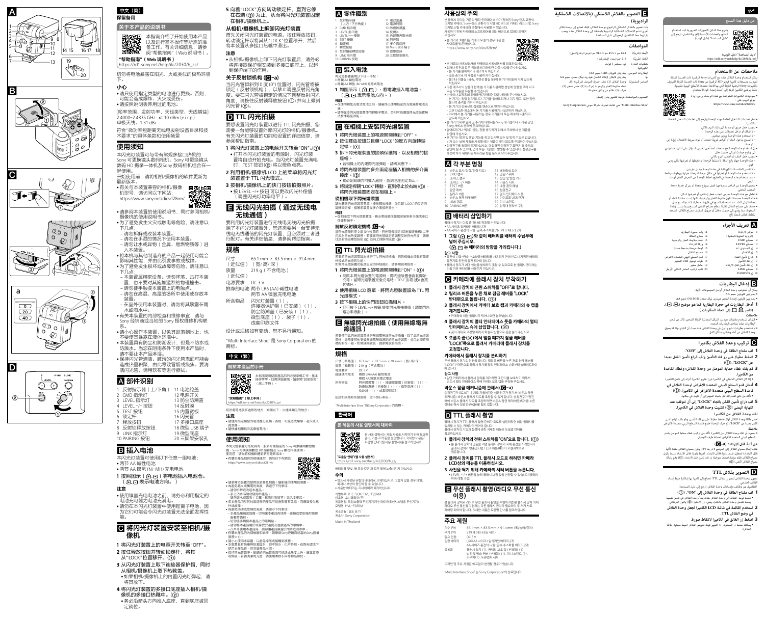A

B

C

a

D

LEVEL

TEST

PAIRING

# 中文（简）

**保留备用**

## 关于本产品的说明书

本指南介绍了开始使用本产品以及进行基本操作所需的准备工作。有关详细信息，请参阅"帮助指南"（Web说明书）。

**"帮助指南"（Web 说明书）**
https://rd1.sony.net/help/ilc/2030/h_zz/

切勿将电池暴露在阳光、火或类似的极热环境下。

### 小心

- 请只使用指定类型的电池进行更换。否则，可能会造成爆炸、火灾或受伤。
- 请按照说明丢弃用过的电池。

[频率范围、发射功率、天线类型、天线增益]
2.4000–2.4835 GHz：≤ 10 dBm (e.i.r.p.)
单极天线，1.31 dBi

符合"微功率短距离无线电发射设备目录和技术要求"的具体条款和使用场景

## 使用须知

本闪光灯装置可与带有常规多接口热靴的Sony 可更换镜头数码相机、Sony 可更换镜头数码 HD 摄录一体机及Sony 数码相机组合一起使用。

开始使用前，请将相机/摄像机的软件更新为最新版本。

- 有关与本装置兼容的相机/摄像机型号，请访问以下网站：
  https://www.sony.net/dics/f28rm/
- 请参阅本装置的使用说明书，同时参阅相机/摄像机的使用说明书。
- 为了避免发生火灾或触电等危险，请注意以下几点：
  – 请勿拆解或改装本装置。
  – 请勿在手湿的情况下使用本装置。
  – 请勿让水或异物（金属、易燃物质等）进入本装置。
- 将本机与其他制造商的产品一起使用可能会影响其性能，并由此引发事故或故障。
- 为了避免发生损坏或故障等危险，请注意以下几点：
  – 本装置属精密设备，请勿摔落、击打本装置，也不要对其施加猛烈的物理撞击。
  – 请勿徒手触摸本装置上的电触点。
  – 请勿在高温、高湿的场所中使用或存放本装置。
  – 在室外使用本装置时，请勿将其暴露在雨水或海水中。
- 有关本装置的内部检查和维修事宜，请与Sony 经销商或当地的 Sony 授权维修机构联系。
- 请小心操作本装置，以免其跌落到地上；也不要使其暴露在液体环境中。
- 本装置具有防尘和防潮设计，但是不防水或防溅水。当您在雨雪条件下使用本产品时，请不要让本产品淋湿。
- 保持闪光灯装置清洁。脏污的闪光管表面可能会造成热量积聚，由此导致冒烟或烧焦。要清洁闪光管，请用软布进行擦拭。

## A 部件识别

1 反射指示器（上/下角）
2 CMD 指示灯
3 LEVEL 指示灯
4 LEVEL –/+ 按钮
5 TEST 按钮
6 锁定杆
7 释放按钮
8 反射锁定释放按钮
9 LINK 指示灯
10 PAIRING 按钮
11 电池舱盖
12 电源开关
13 防尘防潮盖
14 反射膜
15 内置宽板
16 闪光管
17 多接口底座
18 微型 USB 端子
19 微型底座
20 三脚架安装孔

## B 插入电池

本闪光灯装置可使用以下任意一组电池：
- 两节 AA 碱性电池
- 两节 AA 镍氢 (Ni-MH) 充电电池

**1 按照图示（ ）将电池插入电池仓。（ 表示电池方向。）**

### 注意

- 请在使用镍氢充电电池之前，请务必利用指定的电池充电器为电池充电。
- 请勿在本闪光灯装置中使用锂离子电池。因为它们可能会令闪光灯装置无法全面发挥性能。

## C 将闪光灯装置安装至相机/摄像机

**1 将闪光灯装置上的电源开关转至"OFF"。**

**2 按住释放按钮并转动锁定杆，将其从"LOCK"位置移开。（①）**

**3 从闪光灯装置上取下连接器保护帽，同时从相机/摄像机上取下热靴盖。**
- 如果相机/摄像机上的内置闪光灯弹起，请将其放下。

**4 将闪光灯装置的多接口底座插入相机/摄像机的多接口热靴中。（②）**
- 务必沿箭头方向推入底座，直到底座固定就位。

**5 向着"LOCK"方向转动锁定杆，直到它停在右端（③）为止，从而将闪光灯装置固定在相机/摄像机上。**

### 从相机/摄像机上拆卸闪光灯装置

首先关闭闪光灯装置的电源。按住释放按钮，转动锁定杆以将其从"LOCK"位置移开，然后将本装置从多接口热靴中滑出。

### 注意

- 从相机/摄像机上卸下闪光灯装置后，请务必将连接器保护帽安装到多接口底座上，以起到保护端子的作用。

### 关于反射锁定功能（C–a）

当闪光管倾斜到 0 度 (0°) 位置时，闪光管将被锁定（反射锁定机构），以禁止调整反射闪光角度。要在闪光管被锁定的情况下调整反射闪光角度，请按住反射锁定释放按钮（①）并向上倾斜闪光管（②）。

## D TTL 闪光拍摄

要想设置闪光灯装置以进行 TTL 闪光拍摄，您需要一台能够设置外部闪光灯的相机/摄像机。有关闪光灯装置的功能和设置的详细信息，请参阅帮助指南。

**1 将闪光灯装置上的电源开关转至"ON"。（①）**
- 打开本闪光灯装置的电源时，闪光灯装置将自动开始充电。当闪光灯装置充满电时，TEST 按钮（②）将以橙色点亮。

**2 利用相机/摄像机 LCD 上的菜单将闪光灯装置置于 TTL 闪光模式。**

**3 按相机/摄像机上的快门按钮拍摄照片。**
- 按 LEVEL –/+ 按钮可以更改闪光补偿值（调整闪光灯功率电平）。

## E 无线闪光拍摄（通过无线电无线通信）

要利用闪光灯装置进行无线电无线闪光拍摄，除了本闪光灯装置外，您还需要另一台支持无线电无线通信的闪光灯装置，且必须对二者进行配对。有关详细信息，请参阅帮助指南。

## 规格

| | |
|---|---|
| 尺寸（近似值） | 65.1 mm × 83.5 mm × 91.4 mm（宽/高/深） |
| 质量（近似值） | 219 g（不含电池） |
| 电源要求 | DC 3 V |
| 推荐的电池 | 两节 LR6 (AA) 碱性电池<br>两节 AA 镍氢充电电池 |
| 所含物品 | 闪光灯装置（1）、连接器保护帽（已安装）（1）、防尘防潮盖（已安装）（1）、微型底座（1）、袋子（1）、成套印刷文件 |

设计和规格如有变更，恕不另行通知。

"Multi Interface Shoe" 是 Sony Corporation 的商标。

# 中文（繁）

## 關於本產品的手冊

本使用說明書介紹開始使用本產品前的必要準備工作、基本操作等等。如需詳細資訊，請參閱"說明指南"（線上手冊）。

**"說明指南"（線上手冊）**
https://rd1.sony.net/help/ilc/2030/h_zz/

切勿將電池放在過熱的地方，如陽光下、火裡或類似的地方。

### 注意

- 請僅用相同或類似的電池進行更換。否則，可能造成爆炸、起火或人員受傷。
- 請根據相關指示處理廢電池。

## 使用須知

本閃光燈裝置可搭配具有一般多介面熱靴的 Sony 可換鏡頭數位相機、Sony 可換鏡頭數位 HD 攝影機及 Sony 數位相機使用。使用前，請先將相機/攝影機更新至最新版軟體。

- 有關本產品相容的相機/攝影機，請到以下網站查閱：
  https://www.sony.net/dics/f28rm/
- 請參閱本裝置的使用說明書和相機/攝影機的使用說明書。
- 為避免起火或觸電的風險，請遵守下列事項：
  – 請勿拆解或改造本裝置。
  – 手上沾水時請勿使用本產品。
  – 請勿讓水或異物（金屬、易燃性物質等）進入本產品。
- 將本產品與其他製造商的產品併用可能會影響其效能，而導致意外或故障。
- 為避免損壞或故障的風險，請遵守下列事項：
  – 本產品屬精密設備，切勿讓本產品掉落、碰撞或受到強烈物理衝擊。
  – 請勿用手觸摸本產品上的電接點。
  – 請勿將本產品用於或存放於高溫及潮濕的環境中。
  – 在戶外使用本產品時，請勿讓本產品接觸到雨水或海水。
- 有關本產品的內部檢查和維修，請聯絡Sony經銷商或當地Sony授權服務中心。
- 請小心使用本裝置，以避免掉落或接觸到液體。
- 本裝置具有防塵和防潮的設計，但不防水，也不防潑。在雨天環境下使用本產品時，切勿讓產品淋濕。
- 閃燈管應保持乾淨。髒污的閃燈管表面可能會造成熱度上升，導致冒煙或燒焦。若要清潔閃燈管，請使用乾軟布輕輕擦拭。

## A 零件識別

1 反射指示器（上方/下方角度）
2 CMD 指示燈
3 LEVEL 指示燈
4 LEVEL –/+ 按鈕
5 TEST 按鈕
6 鎖定桿
7 釋放按鈕
8 反射鎖定釋放按鈕
9 LINK 指示燈
10 PAIRING 按鈕
11 電池蓋
12 電源開關
13 防塵防潮蓋
14 反射片
15 內建廣角擴散片
16 閃光管
17 多介面底座
18 Micro USB 端子
19 微型底座
20 三腳架安裝孔

## B 裝入電池

閃光燈裝置使用以下任一組電池：
- 兩顆 AA 鹼性電池
- 兩顆 AA 鎳氫 (Ni-MH) 充電式電池

**1 如圖所示（ ），將電池插入電池盒。（ 表示電池方向。）**

### 備註

- 在使用鎳氫充電電池之前，請確認已使用指定的充電器將電池充滿。
- 請勿在本閃光燈裝置使用鋰離子電池，否則可能無法發揮閃光燈裝置的全部性能。

## C 在相機上安裝閃光燈裝置

**1 將閃光燈裝置上的電源開關轉到"OFF"。**

**2 按住釋放按鈕並且朝"LOCK"的反方向旋轉鎖定桿。（①）**

**3 拆下閃光燈裝置的接頭保護帽，以及相機的接座帽。**
- 若相機上的內建閃光燈彈起，請將其壓下。

**4 將閃光燈裝置的多介面底座插入相機的多介面接座。（②）**
- 務必朝箭頭方向推入底座，直到底座固定在定位上。

**5 將鎖定桿朝"LOCK"轉動，直到停止於右端（③），將閃光燈裝置固定在相機上。**

### 從相機拆下閃光燈裝置

請先關閉閃光燈裝置電源。按住釋放按鈕，並且朝"LOCK"的反方向旋轉鎖定桿，接著將裝置從多介面接座滑出。

### 備註

- 從相機拆下閃光燈裝置後，務必將接頭保護帽裝在多介面底座上，以保護其端子。

### 關於反射鎖定機構（C–a）

當閃光管傾斜至 0 度 (0°) 位置時，閃光燈裝置被鎖定（反射鎖定機構）以避免反射角度被調整。若要在閃光燈鎖定時調整反射角度，請按住反射鎖定釋放按鈕（①），並且將閃光管向上傾斜（②）。

## D TTL 閃光燈拍攝

若要使用閃光燈裝置進行TTL閃光燈拍攝，您的相機必須具有設定外部閃光燈的功能。如需閃光燈裝置功能與設定的詳細資訊，請參閱說明指南。

**1 將閃光燈裝置上的電源開關轉到"ON"。（①）**
- 開啟本閃光燈裝置的電源時，閃光燈裝置會自動開始充電。當閃光燈裝置充電完成時，TEST 按鈕（②）會亮起橘色。

**2 使用相機 LCD 選單，將閃光燈裝置設為 TTL 閃光燈模式。**

**3 按下相機上的快門按鈕拍攝相片。**
- 您可按下 LEVEL –/+ 按鈕變更閃光燈補償值（調整閃光燈功率級數）。

## E 無線閃光燈拍攝（使用無線電無線通訊）

若要使用此閃光燈裝置進行無線電無線閃光燈拍攝，除了此閃光燈裝置外，您需要另一台支援無線電無線通訊的閃光燈裝置，並且必須將兩者進行配對。如需詳細資訊，請參閱說明指南。

## 規格

| | |
|---|---|
| 尺寸（概略值） | 65.1 mm × 83.5 mm × 91.4 mm（寬/高/深） |
| 質量（概略值） | 219 g（不含電池） |
| 電源需求 | DC 3 V |
| 建議使用電池 | 兩顆 LR6 (AA) 鹼性電池<br>兩顆 AA 鎳氫充電式電池 |
| 所含物品 | 閃光燈裝置（1）、接頭保護帽（已安裝）（1）、防塵防潮蓋（已安裝）（1）、微型底座（1）、收納袋（1）、成套印刷文件 |

設計和規格若有變更，恕不另行通知。

"Multi Interface Shoe"為Sony Corporation的商標。

# 한국어

## 본 제품의 사용 설명서에 대하여

본 사용 설명서는 제품 사용을 시작하기 위해 필요한 준비, 기본 조작 등을 설명합니다. 자세한 내용은 "도움말 안내"(웹 사용 설명서)를 참조하십시오.

**"도움말 안내"(웹 사용 설명서)**
https://rd1.sony.net/help/ilc/2030/h_zz/

배터리를 햇빛, 불 등과 같은 과도한 열에 노출시키지 마십시오.

### 주의

- 반드시 지정된 유형의 배터리로 교체하십시오. 그렇지 않을 경우 화재, 폭발 또는 부상의 원인이 될 수 있습니다.
- 사용한 배터리는 지시에 따라 폐기하십시오.

식별부호: R-C-SOK-HVL-F28RM
상호명: 소니코리아(주)
제품명칭: 특정소출력 무선기기(무선데이터통신시스템용 무선기기)
모델명: HVL-F28RM
제조연월: 별도 표기
제조자: Sony Corporation
Made in Thailand

## 사용상의 주의

본 플래시 장치는 기존의 멀티 인터페이스 슈가 장착된 Sony 렌즈 교환식 디지털 카메라, Sony 렌즈 교환식 디지털 HD 비디오 카메라 및 Sony 디지털 스틸 카메라와 조합하여 사용할 수 있습니다.
사용하기 전에 카메라의 소프트웨어를 최신 버전으로 업데이트하여 주십시오.

- 본 기기와 호환되는 카메라 모델의 경우 다음 웹 사이트를 방문하십시오.
  https://www.sony.net/dics/f28rm/
- 본 제품의 사용설명서와 카메라의 사용설명서를 참조하십시오.
- 화재나 감전과 같은 위험을 방지하려면 다음 사항을 준수하십시오.
  – 본 기기를 분해하거나 개조하지 마십시오.
  – 젖은 손으로 이 제품을 사용하지 마십시오.
  – 물이나 이물질 (금속, 가연성 물질 등)이 본 기기에 들어가지 않도록 하십시오.
- 다른 제조사의 제품과 함께 본 기기를 사용하면 성능에 영향을 주어 사고 또는 오작동을 유발할 수 있습니다.
- 손상이나 오작동의 위험을 방지하려면 다음 사항을 준수하십시오.
  – 본 기기는 정밀 장치입니다. 기기를 떨어뜨리거나 치지 말고, 또한 강한 충격을 주지 마십시오.
  – 본 기기의 전기 접점에 맨손으로 닿지 마십시오.
  – 고온 다습한 장소에서 본 기기를 사용하거나 보관하지 마십시오.
  – 야외에서 본 기기를 사용하는 경우 기기를 비 또는 해수에 노출되지 않도록 하십시오.
- 본 기기의 내부 점검 및 수리에 대해서는 Sony 대리점이나 가까운 공인 Sony 서비스 센터에 문의하십시오.
- 떨어뜨리거나 액체가 묻는 것을 방지하기 위해서 주의해서 본 제품을 취급해 주십시오.
- 본 기기는 방진 및 방습 기능을 갖고 있지만 방수 및 방적 기능은 없습니다. 비가 오는 날씨에 제품을 사용할 때는 제품이 젖지 않도록 주의하여 주십시오.
- 섬광전구를 청결히 유지하십시오. 더럽혀진 섬광전구 표면은 열 축적의 원인이 되어 연기 또는 그을림이 발생할 수 있습니다. 섬광전구를 깨끗이 하기 위해서는 부드러운 천으로 닦아 주십시오.

## A 각 부분 명칭

1 바운스 표시(상향/하향 각도)
2 CMD 램프
3 LEVEL 램프
4 LEVEL –/+ 버튼
5 TEST 버튼
6 잠금 레버
7 릴리즈 버튼
8 바운스 잠금 해제 버튼
9 LINK 램프
10 PAIRING 버튼
11 배터리실 도어
12 전원 스위치
13 방진 및 방습 커버
14 바운스 시트
15 내장 광각 패널
16 섬광전구
17 멀티 인터페이스 풋
18 마이크로 USB 단자
19 미니 스탠드
20 삼각대 장착부 구멍

## B 배터리 삽입하기

플래시 장치는 다음 중 하나로 작동할 수 있습니다:
- AA 사이즈 알카라인 배터리 2개
- AA 사이즈 니켈–금속 수소화물(Ni-MH) 배터리 2개

**1 그림 ( )과 같이 배터리를 배터리 수납부에 넣어 주십시오.**
**( 는 배터리의 방향을 가리킵니다.)**

### 참고 사항

- 충전식 니켈-금속 수소화물 배터리를 사용하기 전에 반드시 지정된 배터리 충전기로 완전히 충전되어야 합니다.
- 플래시 장치가 최대 성능을 발휘할 수 없으므로 본 플래시 장치에는 리튬 이온 배터리를 사용하지 마십시오.

## C 카메라에 플래시 장치 부착하기

**1 플래시 장치의 전원 스위치를 "OFF"로 합니다.**

**2 릴리즈 버튼을 누른 채로 잠금 레버를 "LOCK" 반대편으로 돌립니다. (①)**

**3 플래시 장치에서 커넥터 보호 캡과 카메라의 슈 캡을 제거합니다.**
- 카메라의 내장 플래시가 튀어나오면 눌러 넣습니다.

**4 플래시 장치의 멀티 인터페이스 풋을 카메라의 멀티 인터페이스 슈에 삽입합니다. (②)**
- 풋이 제대로 고정될 때까지 화살표 방향으로 풋을 눌러 주십시오.

**5 오른쪽 끝(③)에서 멈출 때까지 잠금 레버를 "LOCK"쪽으로 돌려서 카메라에 플래시 장치를 고정합니다.**

### 카메라에서 플래시 장치를 분리하기

우선 플래시 장치의 전원을 끕니다. 릴리즈 버튼을 누른 채로 잠금 레버를 "LOCK" 반대편으로 돌리고 장치를 멀티 인터페이스 슈로부터 슬라이드하여 뺍니다.

### 참고 사항

- 일단 카메라에서 플래시 장치를 제거하면 그 단자를 보호하기 위해서 반드시 멀티 인터페이스 풋에 커넥터 보호 캡을 부착해 주십시오.

### 바운스 잠금 메커니즘에 대하여 (C–a)

섬광전구가 0도(0°) 위치로 기울어진 상태로 섬광전구가 잠겨서(바운스 잠금 메커니즘) 바운스 각도 조정을 막습니다. 섬광전구가 잠긴 동안 바운스 각도를 조정하려면 바운스 잠금 해제 버튼(①)을 누른 상태로 섬광전구(②)를 위로 기울이십시오.

## D TTL 플래시 촬영

플래시 장치로 TTL 플래시 촬영하기 위해서는 외장 플래시를 설정할 수 있는 카메라가 있어야 합니다.
플래시 장치의 기능과 설정에 관한 자세한 내용은 도움말 안내를 참조하십시오.

**1 플래시 장치의 전원 스위치를 "ON"으로 합니다. (①)**
- 본 플래시 장치의 전원을 켜면 플래시 장치가 자동 충전을 시작합니다. 플래시 장치가 완충되었다면 TEST 버튼(②)이 오렌지색으로 점등합니다.

**2 플래시 장치를 TTL 플래시 모드로 하려면 카메라 LCD상의 메뉴를 이용하십시오.**

**3 사진을 찍기 위해 카메라의 셔터 버튼을 누릅니다.**
- LEVEL –/+ 버튼을 눌러 플래시 보정 값을 변경할 수 있습니다(플래시 파워 레벨 조정).

## E 무선 플래시 촬영(라디오 무선 통신 이용)

본 플래시 장치로 라디오 무선 플래시 촬영을 수행하려면 본 플래시 장치 외에 라디오 무선 통신을 지원하는 다른 플래시 장치가 필요하며 두 개가 서로 페어링 되어야 합니다. 자세한 내용은 도움말 안내를 참조하십시오.

## 주요 제원

| | |
|---|---|
| 치수 (약) | 65.1 mm × 83.5 mm × 91.4 mm (폭/높이/깊이) |
| 무게 (약) | 219 g (배터리는 제외) |
| 필요 전원 | DC 3 V |
| 권장 배터리 | LR6(AA) 사이즈 알카라인 배터리 2개<br>AA 사이즈 니켈–금속 수소화물 배터리 2개 |
| 동봉품 | 플래시 장치 (1), 커넥터 보호 캡 (부착됨) (1), 방진 및 방습 커버 (부착됨) (1), 미니 스탠드 (1), 파우치(1), 도큐먼트 세트 |

디자인 및 주요 제원은 예고없이 변경될 경우가 있습니다.

"Multi Interface Shoe"는 Sony Corporation의 상표입니다.

# عربي

## عن دليل هذا المنتج

يشرح هذا الدليل التحضيرات الضرورية لبدء استخدام المنتج والعمليات الأساسية، إلخ. للتفاصيل، ارجع إلى "دليل المساعدة" (دليل الويب).

**"دليل المساعدة" (دليل الويب)**
https://rd1.sony.net/help/ilc/2030/h_zz/

## ملاحظات عن الاستخدام

يمكن استخدام وحدة الفلاش هذه مع كاميرات Sony الرقمية ذات العدسة القابلة للتبديل وكاميرات الفيديو HD الرقمية من Sony ذات العدسة القابلة للتبديل وكاميرات Sony الرقمية المزودة بقاعدة متعددة الأطراف التقليدية.
قبل الاستخدام، قم بتحديث برنامج الكاميرا إلى أحدث إصدار.

- لموديلات الكاميرات المتوافقة مع هذه الوحدة، يرجى زيارة موقع الويب التالي:
  https://www.sony.net/dics/f28rm/
- انظر تعليمات التشغيل لهذه الوحدة وارجع إلى تعليمات التشغيل الخاصة بالكاميرا.
- لتجنب خطر الحريق أو الصدمة الكهربائية، التزم بالآتي:
  – لا تقم بفك أو تعديل هذه الوحدة.
  – لا تستخدم هذه الوحدة بيدين مبتلتين.
  – لا تسمح بدخول الماء أو الأجسام الغريبة (المعادن، المواد القابلة للاشتعال، إلخ) إلى الوحدة.
- إن استخدام هذه الوحدة مع منتجات مصنعين آخرين قد يؤثر على أدائها، مما يؤدي إلى وقوع حوادث أو أعطال.
- لتجنب خطر التلف أو العطل، التزم بالآتي:
  – هذه الوحدة جهاز دقيق. لا تسقطها أو تضربها أو تعرضها لتأثير بدني قوي.
  – لا تلمس التلامسات الكهربائية في هذه الوحدة بيدين عاريتين.
  – لا تستخدم هذه الوحدة أو تخزنها في مكان درجة حرارته أو رطوبته مرتفعة.
  – عند استخدام هذه الوحدة في الخارج، احفظ الوحدة من التعرض للمطر أو ماء البحر.
- للفحص الداخلي والإصلاح، اتصل بموزع Sony أو بمركز خدمة Sony المعتمد المحلي.
- تعامل مع هذه الوحدة بحرص لتجنب سقوطها أو تعرضها للسائل.
- هذه الوحدة مصممة لتكون مقاومة للغبار والرطوبة، لكنها ليست مقاومة للماء أو الرذاذ. عند استخدام المنتج في ظروف ممطرة، لا تدع المنتج يبتل.
- حافظ على نظافة أنبوب الفلاش. قد يتسبب سطح أنبوب الفلاش المتسخ في تراكم الحرارة مما يؤدي إلى دخان أو احتراق. لتنظيف أنبوب الفلاش، امسحه بقطعة قماش ناعمة.

## A تعريف الأجزاء

1 مؤشر الارتداد (الزاوية العلوية/السفلية)
2 مصباح CMD
3 مصباح LEVEL
4 زر LEVEL –/+
5 زر TEST
6 ذراع القفل
7 زر التحرير
8 زر تحرير قفل الارتداد
9 مصباح LINK
10 زر PAIRING
11 باب حجيرة البطارية
12 مفتاح الطاقة
13 غطاء مقاومة الغبار والرطوبة
14 ورقة الارتداد
15 لوحة عريضة مدمجة
16 أنبوب الفلاش
17 قاعدة متعددة الأطراف
18 طرف Micro USB
19 حامل صغير
20 ثقب تركيب الحامل ثلاثي الأرجل

## B إدخال البطاريات

يمكن أن تستخدم وحدة الفلاش أياً من المجموعات الآتية:
- بطاريتين قلويتين مقاس AA
- بطاريتين قابلتين لإعادة الشحن هيدريد نيكل معدن (Ni-MH) مقاس AA

**1 أدخل البطاريات في حجيرة البطارية كما هو موضح ( ). (تشير إلى اتجاه البطاريات.)**

### ملاحظات

- قبل أن تستخدم بطاريات هيدريد النيكل المعدنية القابلة لإعادة الشحن، تأكد من شحن البطاريات تماماً بالشاحن المحدد.
- لا تستخدم بطاريات ليثيوم أيون في وحدة الفلاش هذه حيث أن الوحدة قد لا تحقق أداءها الكامل.

## C تركيب وحدة الفلاش بالكاميرا

**1 قم بضبط مفتاح الطاقة في وحدة الفلاش إلى "OFF".**

**2 اضغط مطولاً على زر التحرير وقم بتدوير ذراع القفل بعيداً عن "LOCK". (①)**

**3 قم بفك غطاء حماية الموصل من وحدة الفلاش، وغطاء القاعدة من الكاميرا.**
- إذا كان الفلاش الداخلي في الكاميرا بارزاً، اضغط عليه لأسفل.

**4 أدخل قاعدة الأطراف المتعددة لوحدة الفلاش في قاعدة الأطراف المتعددة للكاميرا. (②)**
- تأكد من دفع القاعدة في اتجاه السهم حتى تثبت في مكانها.

**5 قم بتدوير ذراع القفل باتجاه "LOCK" حتى يتوقف عند النهاية اليمنى (③) لتثبيت وحدة الفلاش على الكاميرا.**

### لفك وحدة الفلاش عن الكاميرا

قم أولاً بإيقاف تشغيل وحدة الفلاش. اضغط مطولاً على زر التحرير وقم بتدوير ذراع القفل بعيداً عن "LOCK"، ثم قم بإزاحة الوحدة لإخراجها من قاعدة الأطراف المتعددة.

### ملاحظة

- بمجرد فك وحدة الفلاش من الكاميرا، تأكد من تركيب غطاء حماية الموصل على قاعدة الأطراف المتعددة لحماية أطرافها.

### عن آلية قفل الارتداد (C–a)

عندما تكون أمالة أنبوب الفلاش في الموضع 0 درجة (0°)، يكون أنبوب الفلاش مقفلاً (آلية قفل الارتداد) لمنع ضبط زاوية الارتداد. لضبط زاوية الارتداد عندما يكون أنبوب الفلاش مقفلاً، اضغط مطولاً على زر تحرير قفل الارتداد (①) وقم بإمالة أنبوب الفلاش لأعلى (②).

## D التصوير بفلاش TTL

لتصوير فلاش TTL باستخدام وحدة الفلاش، تحتاج إلى كاميرا يمكنها إعداد الفلاش الخارجي.
لمزيد من التفاصيل حول وظائف وإعدادات وحدة الفلاش، ارجع إلى دليل المساعدة.

**1 قم بضبط مفتاح الطاقة في وحدة الفلاش إلى "ON". (①)**
- عندما تقوم بتشغيل وحدة الفلاش، تبدأ وحدة الفلاش بالشحن تلقائياً. عندما تكون وحدة الفلاش مشحونة بالكامل، يضيء زر TEST (②) باللون البرتقالي.

**2 استخدم القائمة في شاشة LCD للكاميرا لجعل وحدة الفلاش في وضع فلاش TTL.**

**3 اضغط زر الغالق في الكاميرا لالتقاط صورة.**
- يمكنك ضبط زر المستوى –/+ لتغيير قيمة تعويض الفلاش (ضبط مستوى طاقة الفلاش).

## E التصوير بالفلاش اللاسلكي (بالاتصالات اللاسلكية الراديوية)

لأداء تصوير بالفلاش اللاسلكي الراديوي بواسطة وحدة الفلاش هذه، فإنك تحتاج إلى وحدة فلاش أخرى تدعم الاتصالات اللاسلكية الراديوية بالإضافة إلى وحدة الفلاش هذه، ويجب إقرانهما معاً. للتفاصيل، ارجع إلى دليل المساعدة.

## المواصفات

| | |
|---|---|
| الأبعاد (تقريباً) | 65.1 مم × 83.5 مم × 91.4 مم (عرض/ارتفاع/عمق) |
| الكتلة (تقريباً) | 219 جم (بدون البطاريات) |
| متطلبات القدرة الكهربائية | تيار مستمر 3 فولت |
| البطاريات الموصى بها | بطاريتان قلويتان LR6 (حجم AA)<br>بطاريتان قابلتان لإعادة الشحن هيدريد نيكل معدن حجم AA |
| العناصر المشمولة | وحدة الفلاش (1)، غطاء حماية الموصل (مركب) (1)، غطاء مقاومة الغبار والرطوبة (مركب) (1)، حامل صغير (1)، جراب (1)، طقم من الوثائق المطبوعة |

التصميم والمواصفات عرضة للتغيير بدون إشعار.

"Multi Interface Shoe" هي علامة تجارية لشركة سوني Sony Corporation.